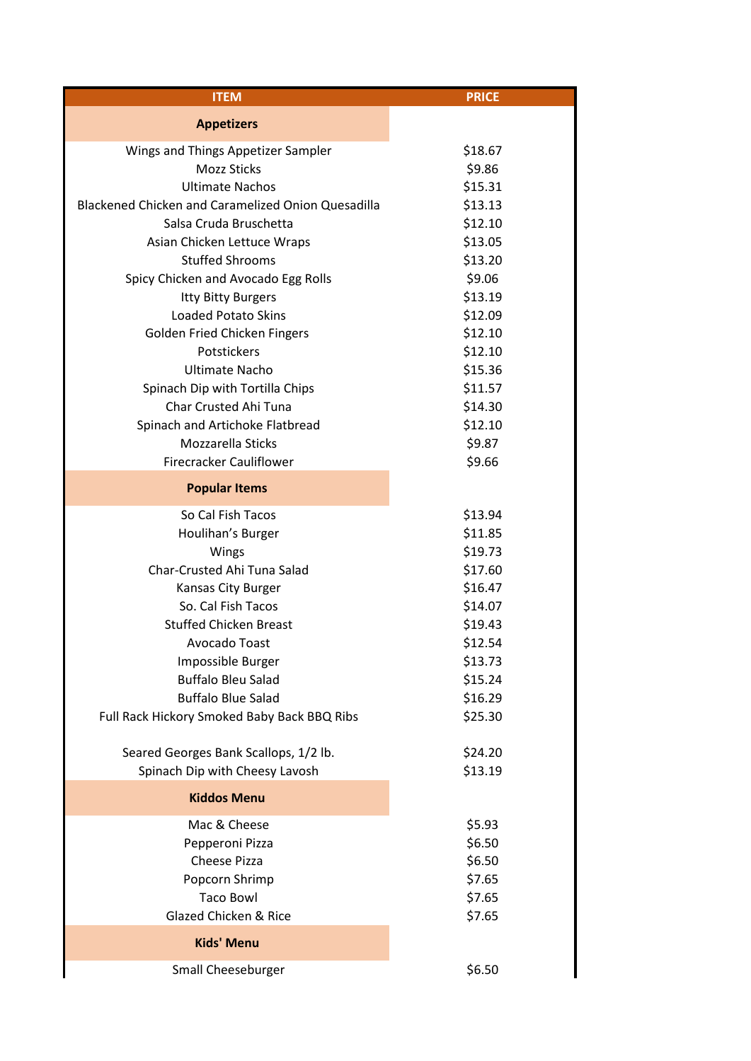| ITEM | PRICE |
|---|---|
| **Appetizers** | |
| Wings and Things Appetizer Sampler | $18.67 |
| Mozz Sticks | $9.86 |
| Ultimate Nachos | $15.31 |
| Blackened Chicken and Caramelized Onion Quesadilla | $13.13 |
| Salsa Cruda Bruschetta | $12.10 |
| Asian Chicken Lettuce Wraps | $13.05 |
| Stuffed Shrooms | $13.20 |
| Spicy Chicken and Avocado Egg Rolls | $9.06 |
| Itty Bitty Burgers | $13.19 |
| Loaded Potato Skins | $12.09 |
| Golden Fried Chicken Fingers | $12.10 |
| Potstickers | $12.10 |
| Ultimate Nacho | $15.36 |
| Spinach Dip with Tortilla Chips | $11.57 |
| Char Crusted Ahi Tuna | $14.30 |
| Spinach and Artichoke Flatbread | $12.10 |
| Mozzarella Sticks | $9.87 |
| Firecracker Cauliflower | $9.66 |
| **Popular Items** | |
| So Cal Fish Tacos | $13.94 |
| Houlihan's Burger | $11.85 |
| Wings | $19.73 |
| Char-Crusted Ahi Tuna Salad | $17.60 |
| Kansas City Burger | $16.47 |
| So. Cal Fish Tacos | $14.07 |
| Stuffed Chicken Breast | $19.43 |
| Avocado Toast | $12.54 |
| Impossible Burger | $13.73 |
| Buffalo Bleu Salad | $15.24 |
| Buffalo Blue Salad | $16.29 |
| Full Rack Hickory Smoked Baby Back BBQ Ribs | $25.30 |
| Seared Georges Bank Scallops, 1/2 lb. | $24.20 |
| Spinach Dip with Cheesy Lavosh | $13.19 |
| **Kiddos Menu** | |
| Mac & Cheese | $5.93 |
| Pepperoni Pizza | $6.50 |
| Cheese Pizza | $6.50 |
| Popcorn Shrimp | $7.65 |
| Taco Bowl | $7.65 |
| Glazed Chicken & Rice | $7.65 |
| **Kids' Menu** | |
| Small Cheeseburger | $6.50 |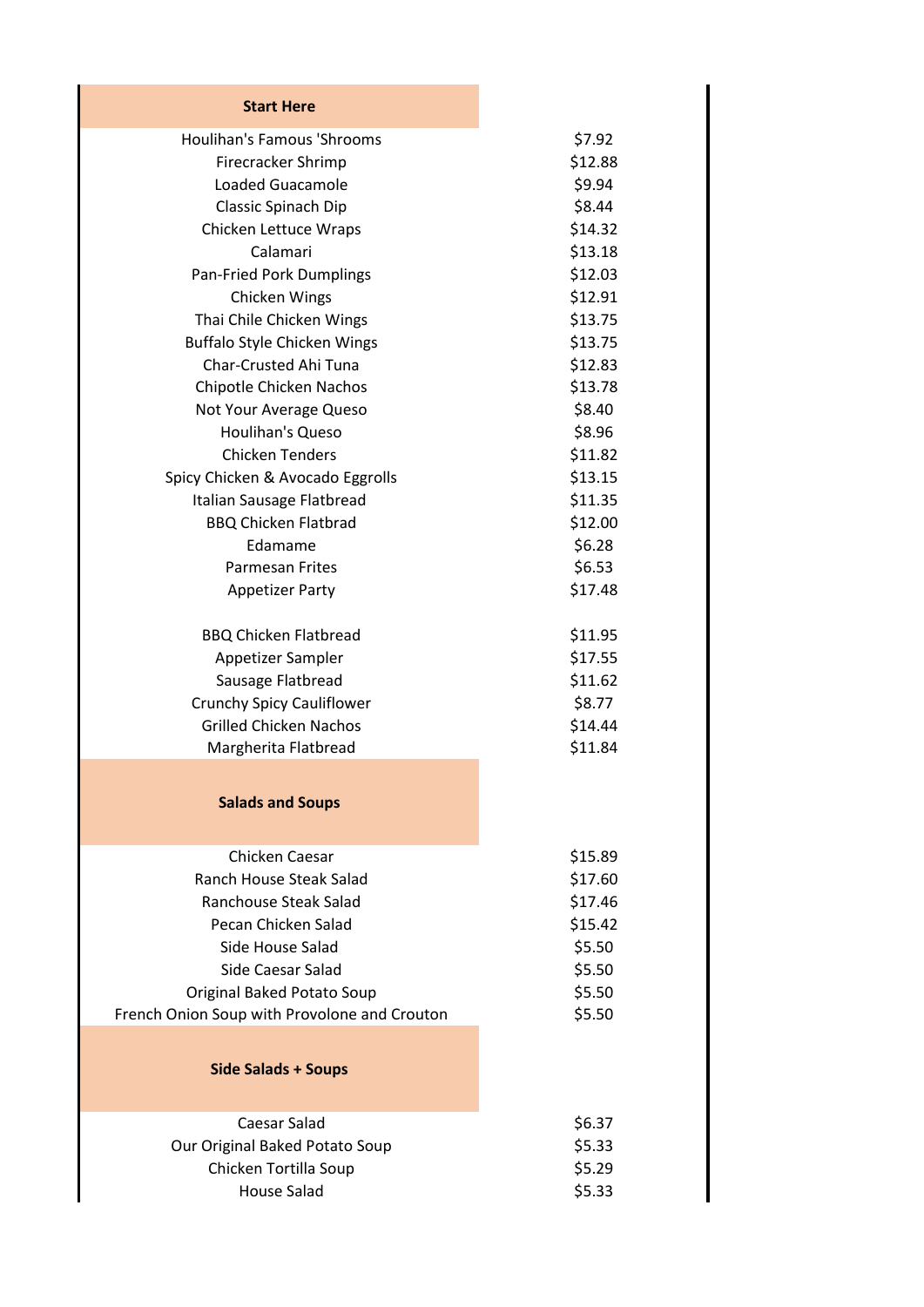| Start Here | |
|---|---|
| Houlihan's Famous 'Shrooms | $7.92 |
| Firecracker Shrimp | $12.88 |
| Loaded Guacamole | $9.94 |
| Classic Spinach Dip | $8.44 |
| Chicken Lettuce Wraps | $14.32 |
| Calamari | $13.18 |
| Pan-Fried Pork Dumplings | $12.03 |
| Chicken Wings | $12.91 |
| Thai Chile Chicken Wings | $13.75 |
| Buffalo Style Chicken Wings | $13.75 |
| Char-Crusted Ahi Tuna | $12.83 |
| Chipotle Chicken Nachos | $13.78 |
| Not Your Average Queso | $8.40 |
| Houlihan's Queso | $8.96 |
| Chicken Tenders | $11.82 |
| Spicy Chicken & Avocado Eggrolls | $13.15 |
| Italian Sausage Flatbread | $11.35 |
| BBQ Chicken Flatbrad | $12.00 |
| Edamame | $6.28 |
| Parmesan Frites | $6.53 |
| Appetizer Party | $17.48 |
| | |
| BBQ Chicken Flatbread | $11.95 |
| Appetizer Sampler | $17.55 |
| Sausage Flatbread | $11.62 |
| Crunchy Spicy Cauliflower | $8.77 |
| Grilled Chicken Nachos | $14.44 |
| Margherita Flatbread | $11.84 |
| **Salads and Soups** | |
| Chicken Caesar | $15.89 |
| Ranch House Steak Salad | $17.60 |
| Ranchouse Steak Salad | $17.46 |
| Pecan Chicken Salad | $15.42 |
| Side House Salad | $5.50 |
| Side Caesar Salad | $5.50 |
| Original Baked Potato Soup | $5.50 |
| French Onion Soup with Provolone and Crouton | $5.50 |
| **Side Salads + Soups** | |
| Caesar Salad | $6.37 |
| Our Original Baked Potato Soup | $5.33 |
| Chicken Tortilla Soup | $5.29 |
| House Salad | $5.33 |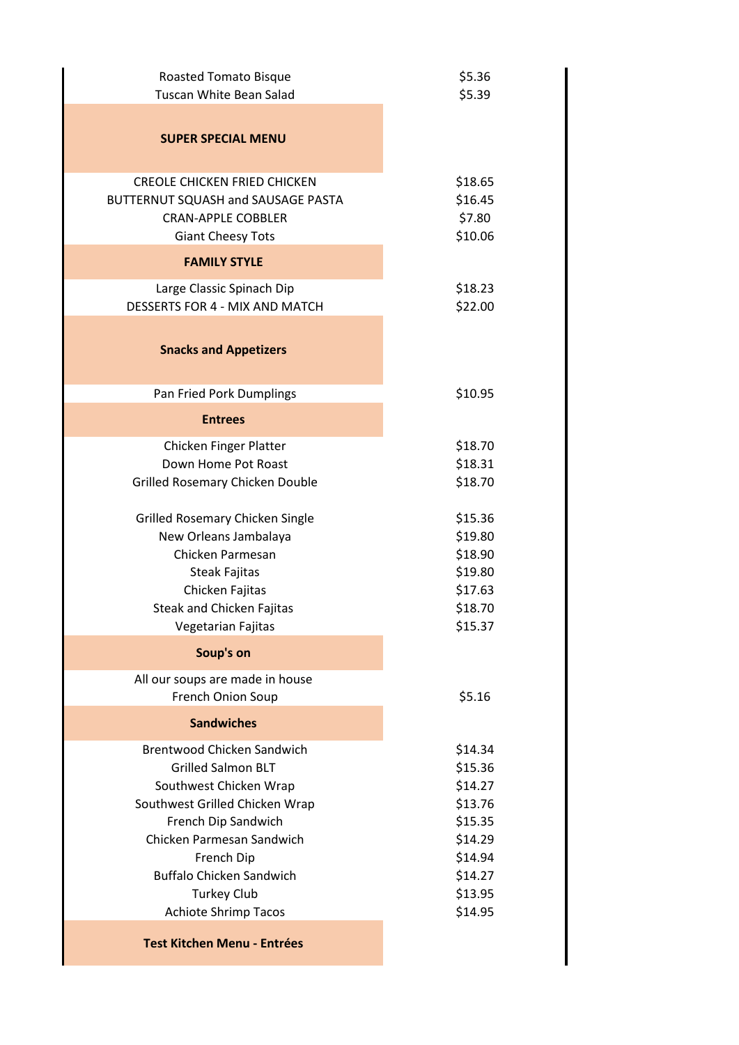| Item | Price |
|---|---|
| Roasted Tomato Bisque | $5.36 |
| Tuscan White Bean Salad | $5.39 |
| **SUPER SPECIAL MENU** | |
| CREOLE CHICKEN FRIED CHICKEN | $18.65 |
| BUTTERNUT SQUASH and SAUSAGE PASTA | $16.45 |
| CRAN-APPLE COBBLER | $7.80 |
| Giant Cheesy Tots | $10.06 |
| **FAMILY STYLE** | |
| Large Classic Spinach Dip | $18.23 |
| DESSERTS FOR 4 - MIX AND MATCH | $22.00 |
| **Snacks and Appetizers** | |
| Pan Fried Pork Dumplings | $10.95 |
| **Entrees** | |
| Chicken Finger Platter | $18.70 |
| Down Home Pot Roast | $18.31 |
| Grilled Rosemary Chicken Double | $18.70 |
| Grilled Rosemary Chicken Single | $15.36 |
| New Orleans Jambalaya | $19.80 |
| Chicken Parmesan | $18.90 |
| Steak Fajitas | $19.80 |
| Chicken Fajitas | $17.63 |
| Steak and Chicken Fajitas | $18.70 |
| Vegetarian Fajitas | $15.37 |
| **Soup's on** | |
| All our soups are made in house | |
| French Onion Soup | $5.16 |
| **Sandwiches** | |
| Brentwood Chicken Sandwich | $14.34 |
| Grilled Salmon BLT | $15.36 |
| Southwest Chicken Wrap | $14.27 |
| Southwest Grilled Chicken Wrap | $13.76 |
| French Dip Sandwich | $15.35 |
| Chicken Parmesan Sandwich | $14.29 |
| French Dip | $14.94 |
| Buffalo Chicken Sandwich | $14.27 |
| Turkey Club | $13.95 |
| Achiote Shrimp Tacos | $14.95 |
| **Test Kitchen Menu - Entrées** | |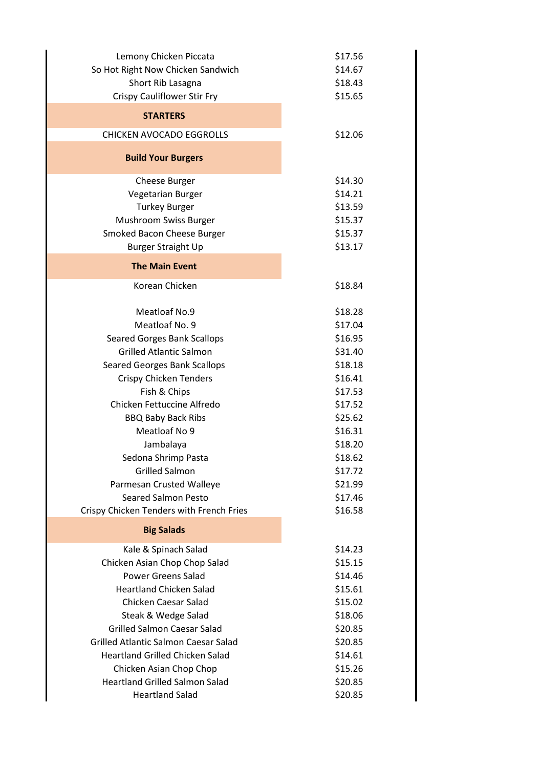| | |
|---|---|
| Lemony Chicken Piccata | $17.56 |
| So Hot Right Now Chicken Sandwich | $14.67 |
| Short Rib Lasagna | $18.43 |
| Crispy Cauliflower Stir Fry | $15.65 |
| **STARTERS** | |
| CHICKEN AVOCADO EGGROLLS | $12.06 |
| **Build Your Burgers** | |
| Cheese Burger | $14.30 |
| Vegetarian Burger | $14.21 |
| Turkey Burger | $13.59 |
| Mushroom Swiss Burger | $15.37 |
| Smoked Bacon Cheese Burger | $15.37 |
| Burger Straight Up | $13.17 |
| **The Main Event** | |
| Korean Chicken | $18.84 |
| Meatloaf No.9 | $18.28 |
| Meatloaf No. 9 | $17.04 |
| Seared Gorges Bank Scallops | $16.95 |
| Grilled Atlantic Salmon | $31.40 |
| Seared Georges Bank Scallops | $18.18 |
| Crispy Chicken Tenders | $16.41 |
| Fish & Chips | $17.53 |
| Chicken Fettuccine Alfredo | $17.52 |
| BBQ Baby Back Ribs | $25.62 |
| Meatloaf No 9 | $16.31 |
| Jambalaya | $18.20 |
| Sedona Shrimp Pasta | $18.62 |
| Grilled Salmon | $17.72 |
| Parmesan Crusted Walleye | $21.99 |
| Seared Salmon Pesto | $17.46 |
| Crispy Chicken Tenders with French Fries | $16.58 |
| **Big Salads** | |
| Kale & Spinach Salad | $14.23 |
| Chicken Asian Chop Chop Salad | $15.15 |
| Power Greens Salad | $14.46 |
| Heartland Chicken Salad | $15.61 |
| Chicken Caesar Salad | $15.02 |
| Steak & Wedge Salad | $18.06 |
| Grilled Salmon Caesar Salad | $20.85 |
| Grilled Atlantic Salmon Caesar Salad | $20.85 |
| Heartland Grilled Chicken Salad | $14.61 |
| Chicken Asian Chop Chop | $15.26 |
| Heartland Grilled Salmon Salad | $20.85 |
| Heartland Salad | $20.85 |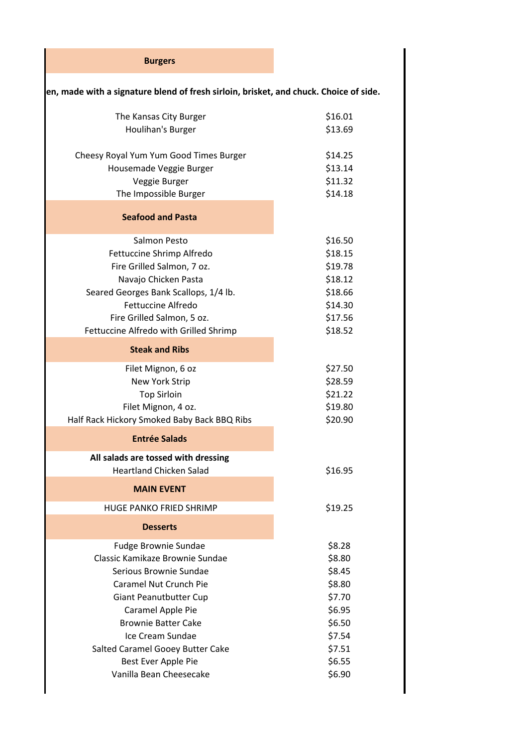## Burgers

en, made with a signature blend of fresh sirloin, brisket, and chuck. Choice of side.

| Item | Price |
|---|---|
| The Kansas City Burger | $16.01 |
| Houlihan's Burger | $13.69 |
| Cheesy Royal Yum Yum Good Times Burger | $14.25 |
| Housemade Veggie Burger | $13.14 |
| Veggie Burger | $11.32 |
| The Impossible Burger | $14.18 |

## Seafood and Pasta

| Item | Price |
|---|---|
| Salmon Pesto | $16.50 |
| Fettuccine Shrimp Alfredo | $18.15 |
| Fire Grilled Salmon, 7 oz. | $19.78 |
| Navajo Chicken Pasta | $18.12 |
| Seared Georges Bank Scallops, 1/4 lb. | $18.66 |
| Fettuccine Alfredo | $14.30 |
| Fire Grilled Salmon, 5 oz. | $17.56 |
| Fettuccine Alfredo with Grilled Shrimp | $18.52 |

## Steak and Ribs

| Item | Price |
|---|---|
| Filet Mignon, 6 oz | $27.50 |
| New York Strip | $28.59 |
| Top Sirloin | $21.22 |
| Filet Mignon, 4 oz. | $19.80 |
| Half Rack Hickory Smoked Baby Back BBQ Ribs | $20.90 |

## Entrée Salads

**All salads are tossed with dressing**

| Item | Price |
|---|---|
| Heartland Chicken Salad | $16.95 |

## MAIN EVENT

| Item | Price |
|---|---|
| HUGE PANKO FRIED SHRIMP | $19.25 |

## Desserts

| Item | Price |
|---|---|
| Fudge Brownie Sundae | $8.28 |
| Classic Kamikaze Brownie Sundae | $8.80 |
| Serious Brownie Sundae | $8.45 |
| Caramel Nut Crunch Pie | $8.80 |
| Giant Peanutbutter Cup | $7.70 |
| Caramel Apple Pie | $6.95 |
| Brownie Batter Cake | $6.50 |
| Ice Cream Sundae | $7.54 |
| Salted Caramel Gooey Butter Cake | $7.51 |
| Best Ever Apple Pie | $6.55 |
| Vanilla Bean Cheesecake | $6.90 |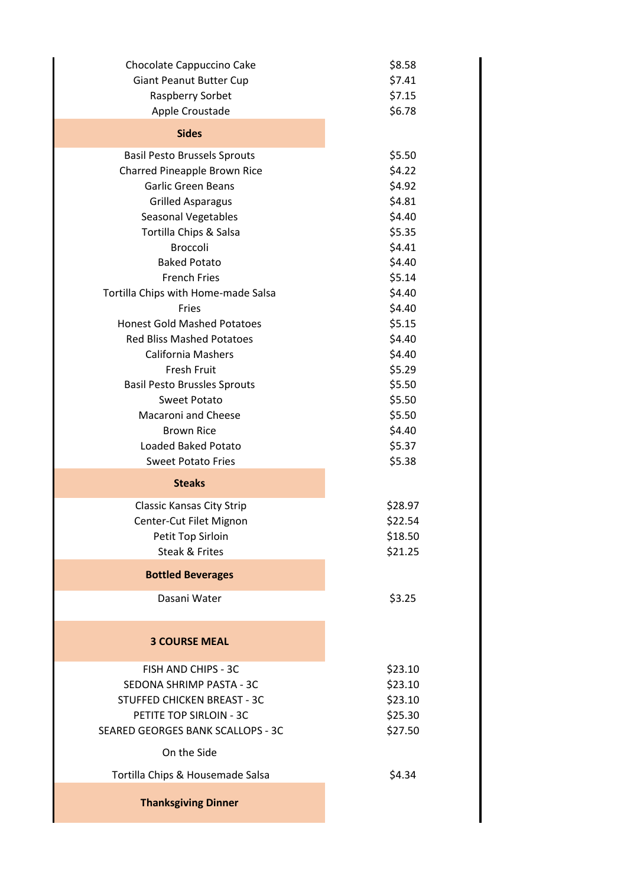| Item | Price |
|---|---|
| Chocolate Cappuccino Cake | $8.58 |
| Giant Peanut Butter Cup | $7.41 |
| Raspberry Sorbet | $7.15 |
| Apple Croustade | $6.78 |
| **Sides** | |
| Basil Pesto Brussels Sprouts | $5.50 |
| Charred Pineapple Brown Rice | $4.22 |
| Garlic Green Beans | $4.92 |
| Grilled Asparagus | $4.81 |
| Seasonal Vegetables | $4.40 |
| Tortilla Chips & Salsa | $5.35 |
| Broccoli | $4.41 |
| Baked Potato | $4.40 |
| French Fries | $5.14 |
| Tortilla Chips with Home-made Salsa | $4.40 |
| Fries | $4.40 |
| Honest Gold Mashed Potatoes | $5.15 |
| Red Bliss Mashed Potatoes | $4.40 |
| California Mashers | $4.40 |
| Fresh Fruit | $5.29 |
| Basil Pesto Brussles Sprouts | $5.50 |
| Sweet Potato | $5.50 |
| Macaroni and Cheese | $5.50 |
| Brown Rice | $4.40 |
| Loaded Baked Potato | $5.37 |
| Sweet Potato Fries | $5.38 |
| **Steaks** | |
| Classic Kansas City Strip | $28.97 |
| Center-Cut Filet Mignon | $22.54 |
| Petit Top Sirloin | $18.50 |
| Steak & Frites | $21.25 |
| **Bottled Beverages** | |
| Dasani Water | $3.25 |
| **3 COURSE MEAL** | |
| FISH AND CHIPS - 3C | $23.10 |
| SEDONA SHRIMP PASTA - 3C | $23.10 |
| STUFFED CHICKEN BREAST - 3C | $23.10 |
| PETITE TOP SIRLOIN - 3C | $25.30 |
| SEARED GEORGES BANK SCALLOPS - 3C | $27.50 |
| On the Side | |
| Tortilla Chips & Housemade Salsa | $4.34 |
| **Thanksgiving Dinner** | |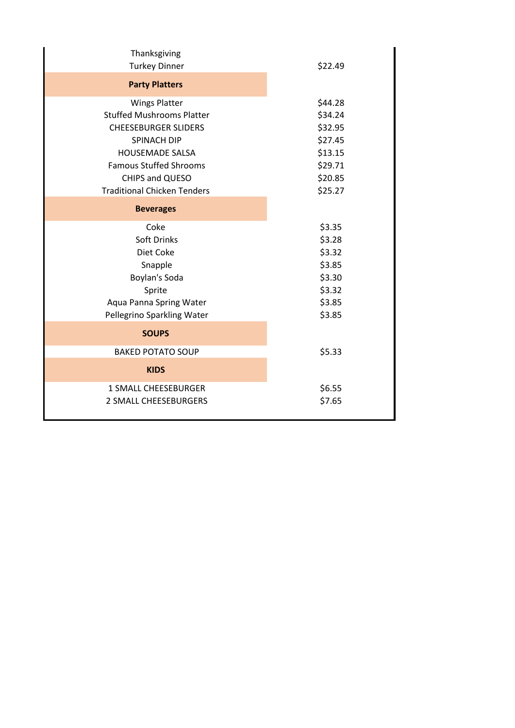| | |
|---|---|
| Thanksgiving Turkey Dinner | $22.49 |
| **Party Platters** | |
| Wings Platter | $44.28 |
| Stuffed Mushrooms Platter | $34.24 |
| CHEESEBURGER SLIDERS | $32.95 |
| SPINACH DIP | $27.45 |
| HOUSEMADE SALSA | $13.15 |
| Famous Stuffed Shrooms | $29.71 |
| CHIPS and QUESO | $20.85 |
| Traditional Chicken Tenders | $25.27 |
| **Beverages** | |
| Coke | $3.35 |
| Soft Drinks | $3.28 |
| Diet Coke | $3.32 |
| Snapple | $3.85 |
| Boylan's Soda | $3.30 |
| Sprite | $3.32 |
| Aqua Panna Spring Water | $3.85 |
| Pellegrino Sparkling Water | $3.85 |
| **SOUPS** | |
| BAKED POTATO SOUP | $5.33 |
| **KIDS** | |
| 1 SMALL CHEESEBURGER | $6.55 |
| 2 SMALL CHEESEBURGERS | $7.65 |